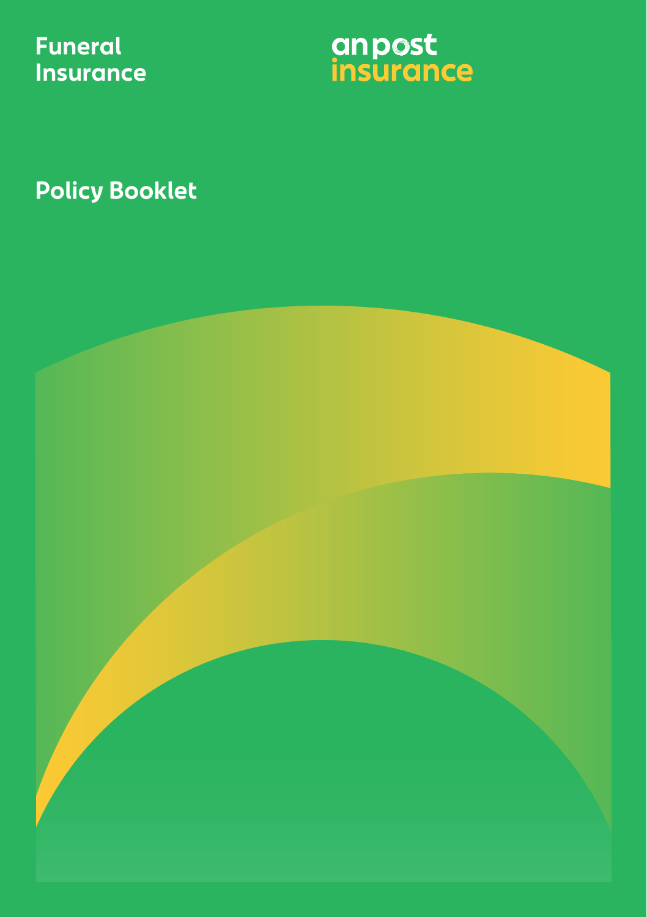# Funeral Insurance

an post insurance

## Policy Booklet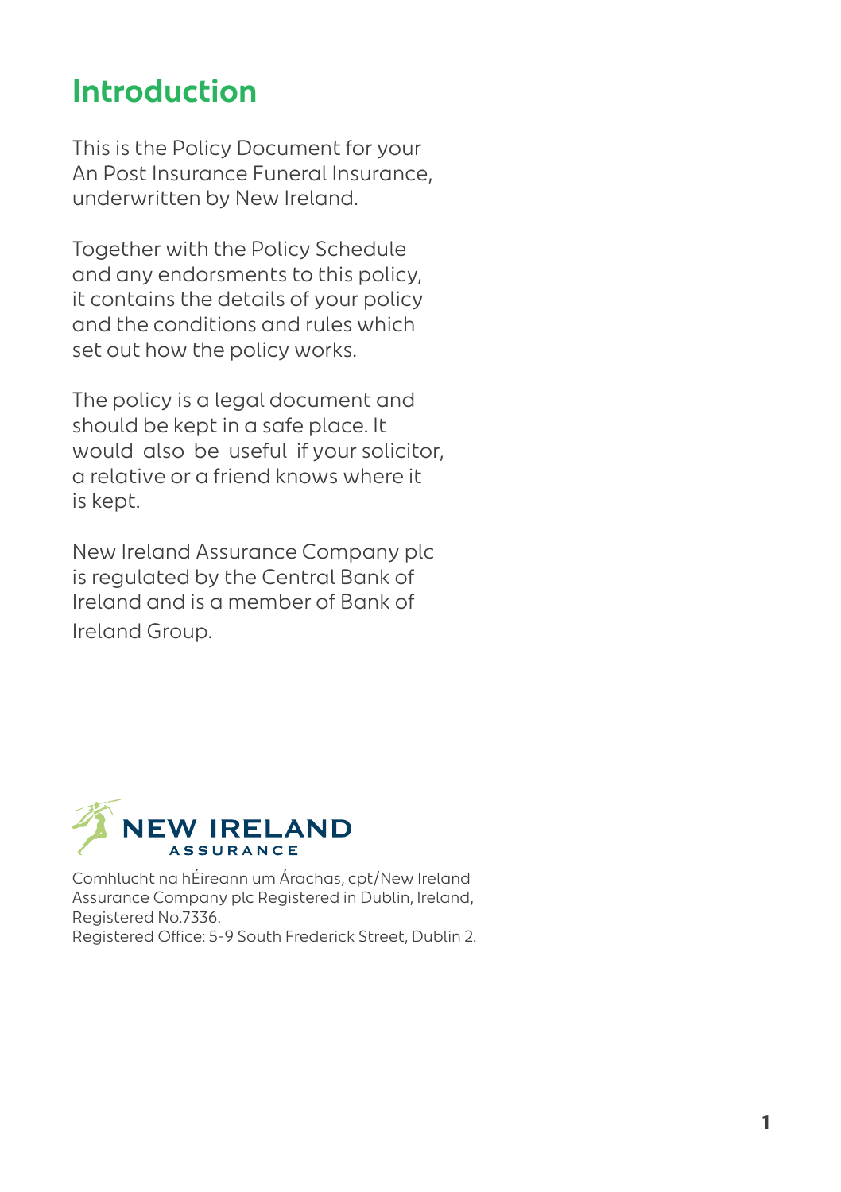# Introduction

This is the Policy Document for your An Post Insurance Funeral Insurance, underwritten by New Ireland.

Together with the Policy Schedule and any endorsments to this policy, it contains the details of your policy and the conditions and rules which set out how the policy works.

The policy is a legal document and should be kept in a safe place. It would also be useful if your solicitor, a relative or a friend knows where it is kept.

New Ireland Assurance Company plc is regulated by the Central Bank of Ireland and is a member of Bank of Ireland Group.

NEW IRELAND ASSURANCE

Comhlucht na hÉireann um Árachas, cpt/New Ireland Assurance Company plc Registered in Dublin, Ireland, Registered No.7336.
Registered Office: 5-9 South Frederick Street, Dublin 2.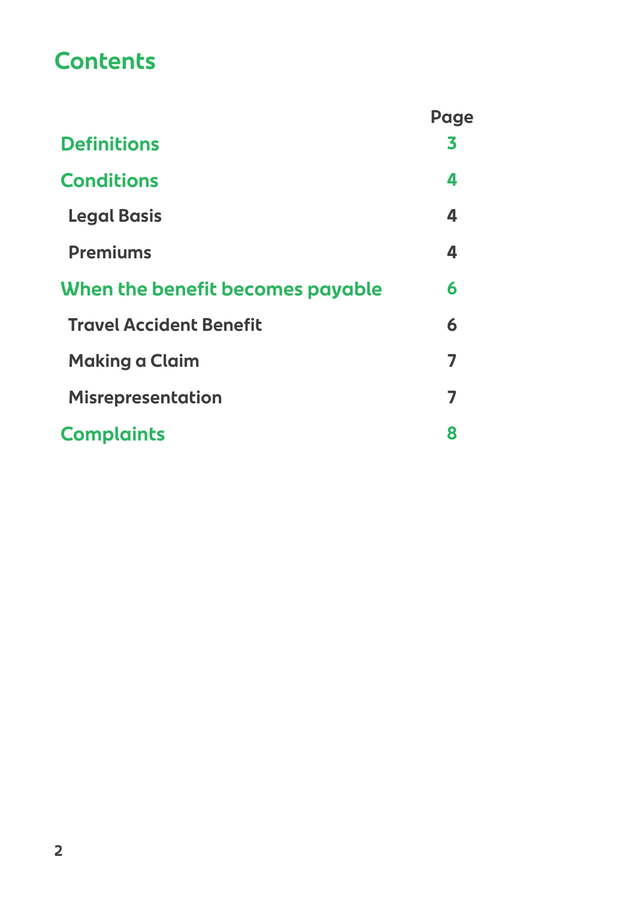# Contents

| | Page |
|---|---|
| **Definitions** | **3** |
| **Conditions** | **4** |
| Legal Basis | 4 |
| Premiums | 4 |
| **When the benefit becomes payable** | **6** |
| Travel Accident Benefit | 6 |
| Making a Claim | 7 |
| Misrepresentation | 7 |
| **Complaints** | **8** |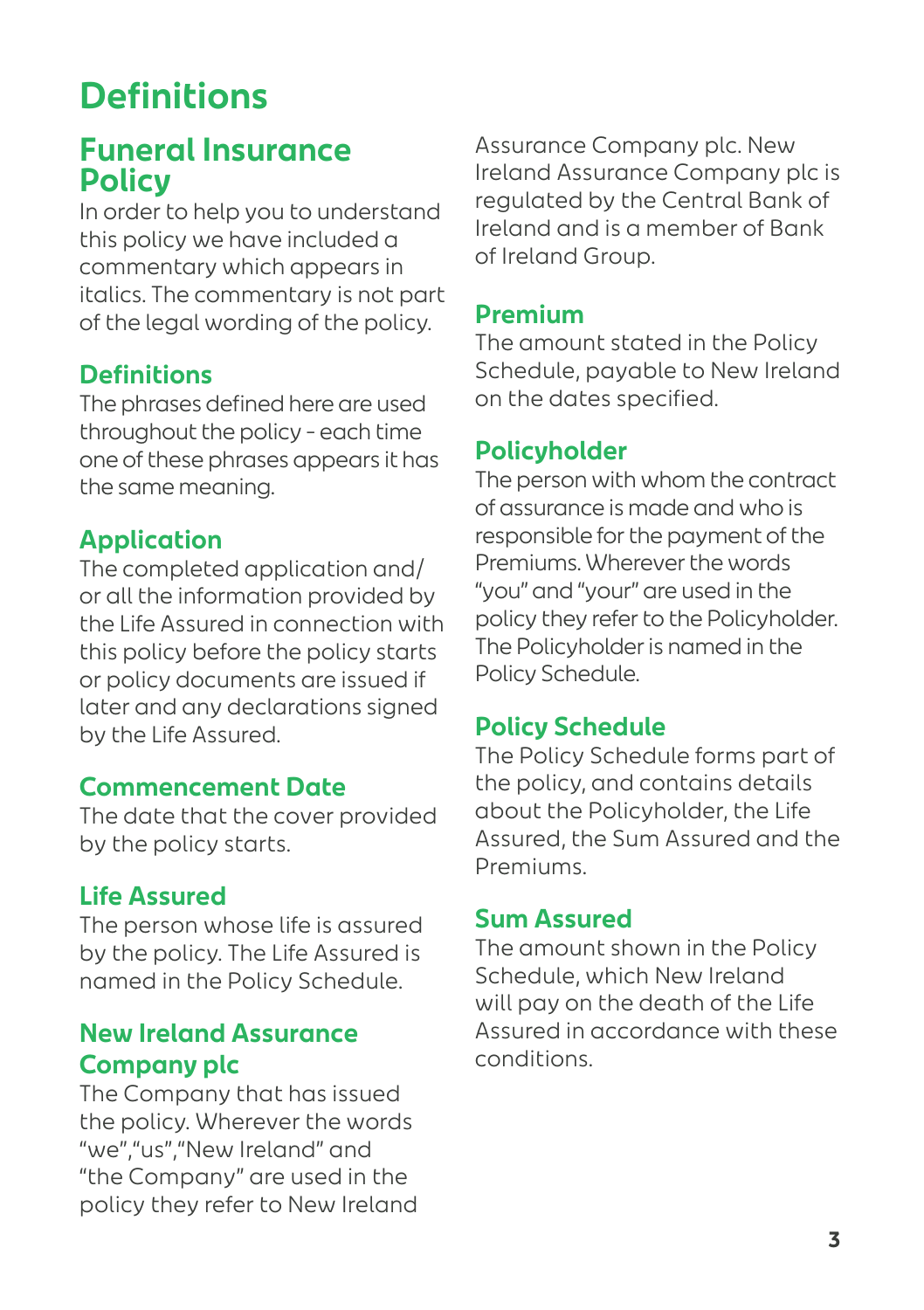# Definitions

## Funeral Insurance Policy

In order to help you to understand this policy we have included a commentary which appears in italics. The commentary is not part of the legal wording of the policy.

### Definitions

The phrases defined here are used throughout the policy - each time one of these phrases appears it has the same meaning.

### Application

The completed application and/or all the information provided by the Life Assured in connection with this policy before the policy starts or policy documents are issued if later and any declarations signed by the Life Assured.

### Commencement Date

The date that the cover provided by the policy starts.

### Life Assured

The person whose life is assured by the policy. The Life Assured is named in the Policy Schedule.

### New Ireland Assurance Company plc

The Company that has issued the policy. Wherever the words "we","us","New Ireland" and "the Company" are used in the policy they refer to New Ireland Assurance Company plc. New Ireland Assurance Company plc is regulated by the Central Bank of Ireland and is a member of Bank of Ireland Group.

### Premium

The amount stated in the Policy Schedule, payable to New Ireland on the dates specified.

### Policyholder

The person with whom the contract of assurance is made and who is responsible for the payment of the Premiums. Wherever the words "you" and "your" are used in the policy they refer to the Policyholder. The Policyholder is named in the Policy Schedule.

### Policy Schedule

The Policy Schedule forms part of the policy, and contains details about the Policyholder, the Life Assured, the Sum Assured and the Premiums.

### Sum Assured

The amount shown in the Policy Schedule, which New Ireland will pay on the death of the Life Assured in accordance with these conditions.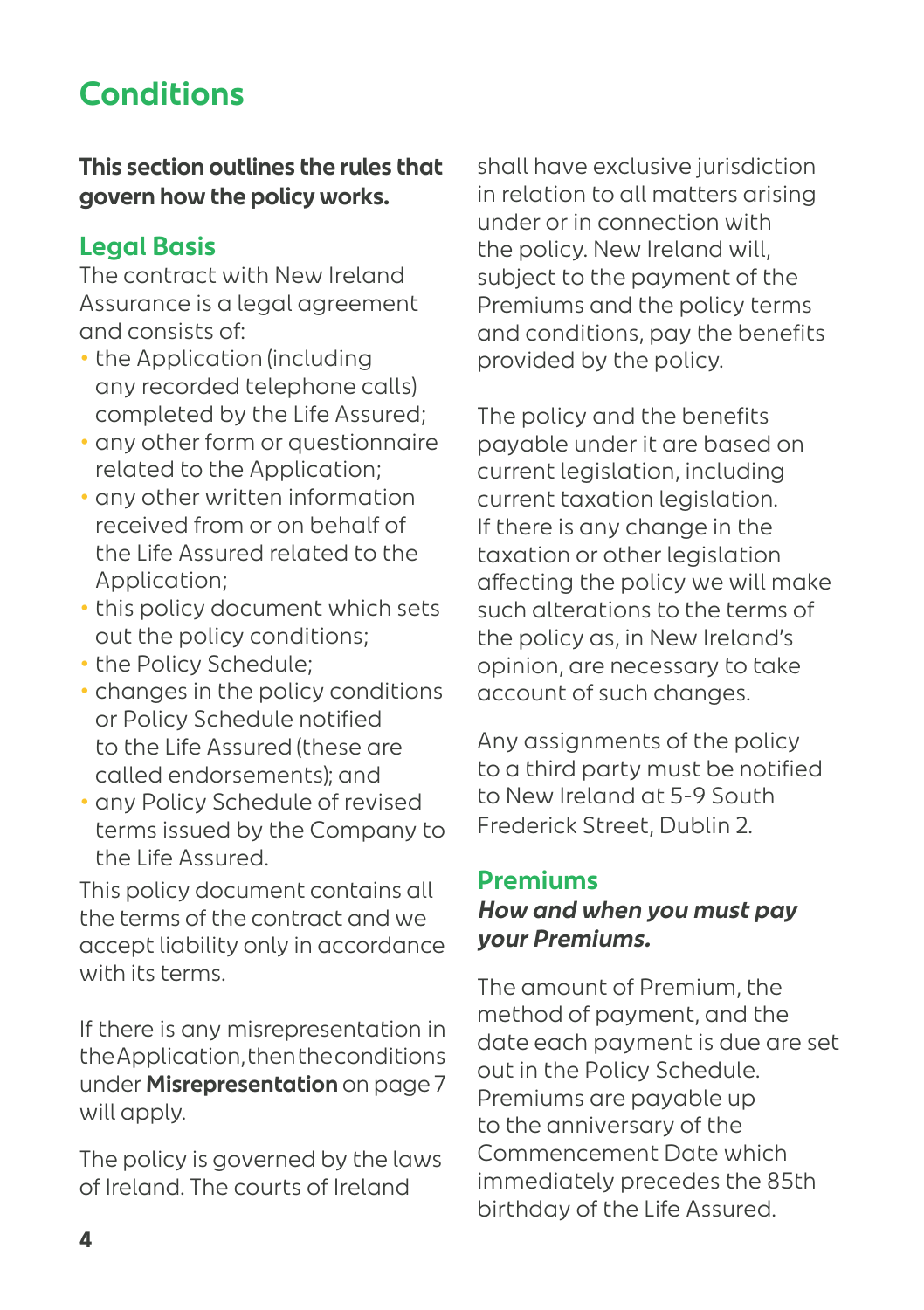# Conditions

**This section outlines the rules that govern how the policy works.**

## Legal Basis

The contract with New Ireland Assurance is a legal agreement and consists of:

- the Application (including any recorded telephone calls) completed by the Life Assured;
- any other form or questionnaire related to the Application;
- any other written information received from or on behalf of the Life Assured related to the Application;
- this policy document which sets out the policy conditions;
- the Policy Schedule;
- changes in the policy conditions or Policy Schedule notified to the Life Assured (these are called endorsements); and
- any Policy Schedule of revised terms issued by the Company to the Life Assured.

This policy document contains all the terms of the contract and we accept liability only in accordance with its terms.

If there is any misrepresentation in the Application, then the conditions under **Misrepresentation** on page 7 will apply.

The policy is governed by the laws of Ireland. The courts of Ireland shall have exclusive jurisdiction in relation to all matters arising under or in connection with the policy. New Ireland will, subject to the payment of the Premiums and the policy terms and conditions, pay the benefits provided by the policy.

The policy and the benefits payable under it are based on current legislation, including current taxation legislation. If there is any change in the taxation or other legislation affecting the policy we will make such alterations to the terms of the policy as, in New Ireland's opinion, are necessary to take account of such changes.

Any assignments of the policy to a third party must be notified to New Ireland at 5-9 South Frederick Street, Dublin 2.

## Premiums

***How and when you must pay your Premiums.***

The amount of Premium, the method of payment, and the date each payment is due are set out in the Policy Schedule. Premiums are payable up to the anniversary of the Commencement Date which immediately precedes the 85th birthday of the Life Assured.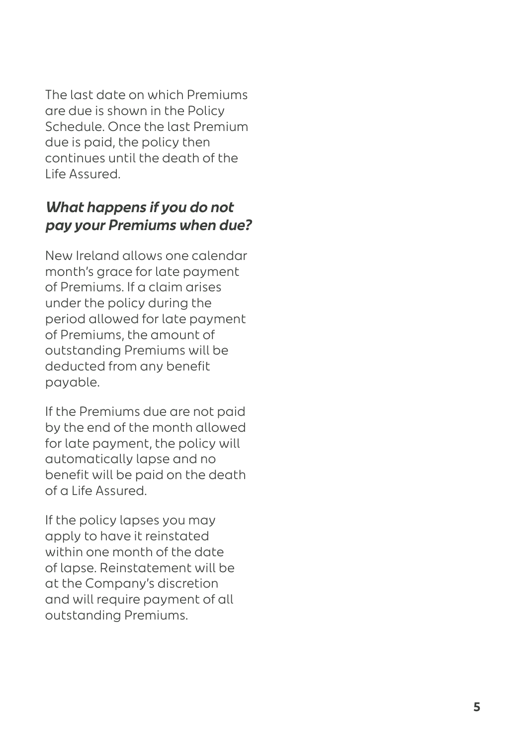The last date on which Premiums are due is shown in the Policy Schedule. Once the last Premium due is paid, the policy then continues until the death of the Life Assured.

### *What happens if you do not pay your Premiums when due?*

New Ireland allows one calendar month's grace for late payment of Premiums. If a claim arises under the policy during the period allowed for late payment of Premiums, the amount of outstanding Premiums will be deducted from any benefit payable.

If the Premiums due are not paid by the end of the month allowed for late payment, the policy will automatically lapse and no benefit will be paid on the death of a Life Assured.

If the policy lapses you may apply to have it reinstated within one month of the date of lapse. Reinstatement will be at the Company's discretion and will require payment of all outstanding Premiums.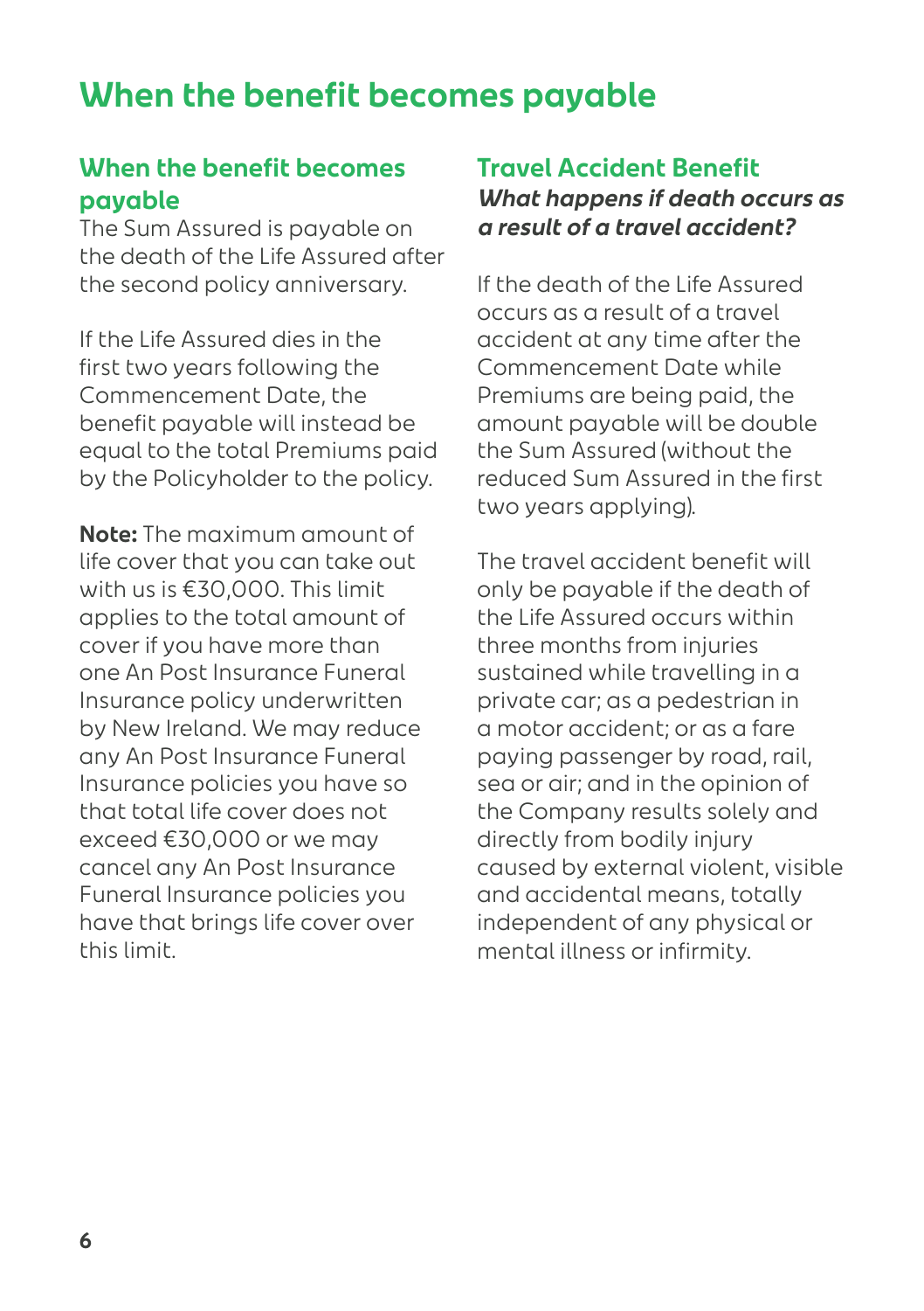# When the benefit becomes payable

## When the benefit becomes payable

The Sum Assured is payable on the death of the Life Assured after the second policy anniversary.

If the Life Assured dies in the first two years following the Commencement Date, the benefit payable will instead be equal to the total Premiums paid by the Policyholder to the policy.

**Note:** The maximum amount of life cover that you can take out with us is €30,000. This limit applies to the total amount of cover if you have more than one An Post Insurance Funeral Insurance policy underwritten by New Ireland. We may reduce any An Post Insurance Funeral Insurance policies you have so that total life cover does not exceed €30,000 or we may cancel any An Post Insurance Funeral Insurance policies you have that brings life cover over this limit.

## Travel Accident Benefit

***What happens if death occurs as a result of a travel accident?***

If the death of the Life Assured occurs as a result of a travel accident at any time after the Commencement Date while Premiums are being paid, the amount payable will be double the Sum Assured (without the reduced Sum Assured in the first two years applying).

The travel accident benefit will only be payable if the death of the Life Assured occurs within three months from injuries sustained while travelling in a private car; as a pedestrian in a motor accident; or as a fare paying passenger by road, rail, sea or air; and in the opinion of the Company results solely and directly from bodily injury caused by external violent, visible and accidental means, totally independent of any physical or mental illness or infirmity.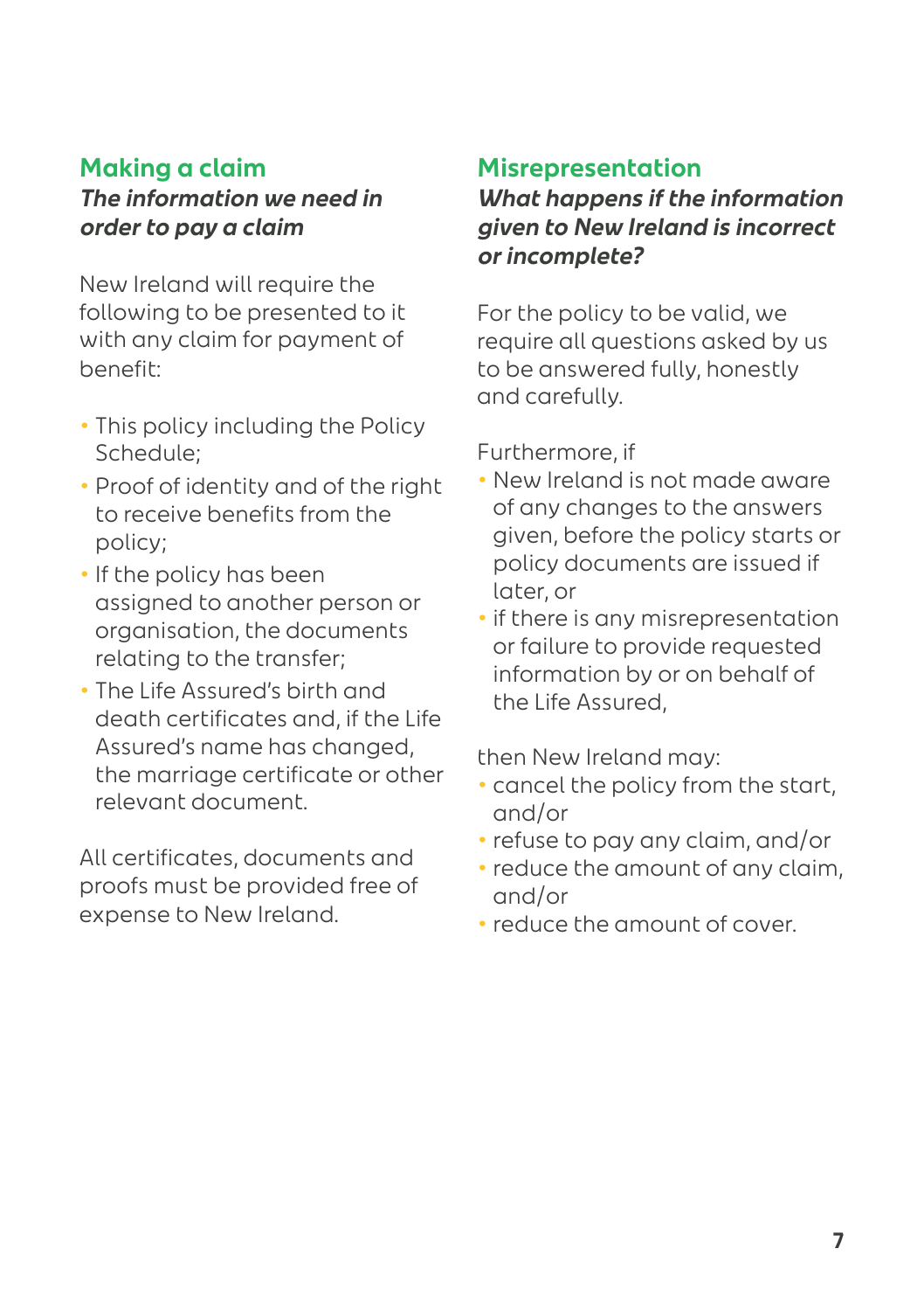## Making a claim

***The information we need in order to pay a claim***

New Ireland will require the following to be presented to it with any claim for payment of benefit:

- This policy including the Policy Schedule;
- Proof of identity and of the right to receive benefits from the policy;
- If the policy has been assigned to another person or organisation, the documents relating to the transfer;
- The Life Assured's birth and death certificates and, if the Life Assured's name has changed, the marriage certificate or other relevant document.

All certificates, documents and proofs must be provided free of expense to New Ireland.

## Misrepresentation

***What happens if the information given to New Ireland is incorrect or incomplete?***

For the policy to be valid, we require all questions asked by us to be answered fully, honestly and carefully.

Furthermore, if

- New Ireland is not made aware of any changes to the answers given, before the policy starts or policy documents are issued if later, or
- if there is any misrepresentation or failure to provide requested information by or on behalf of the Life Assured,

then New Ireland may:

- cancel the policy from the start, and/or
- refuse to pay any claim, and/or
- reduce the amount of any claim, and/or
- reduce the amount of cover.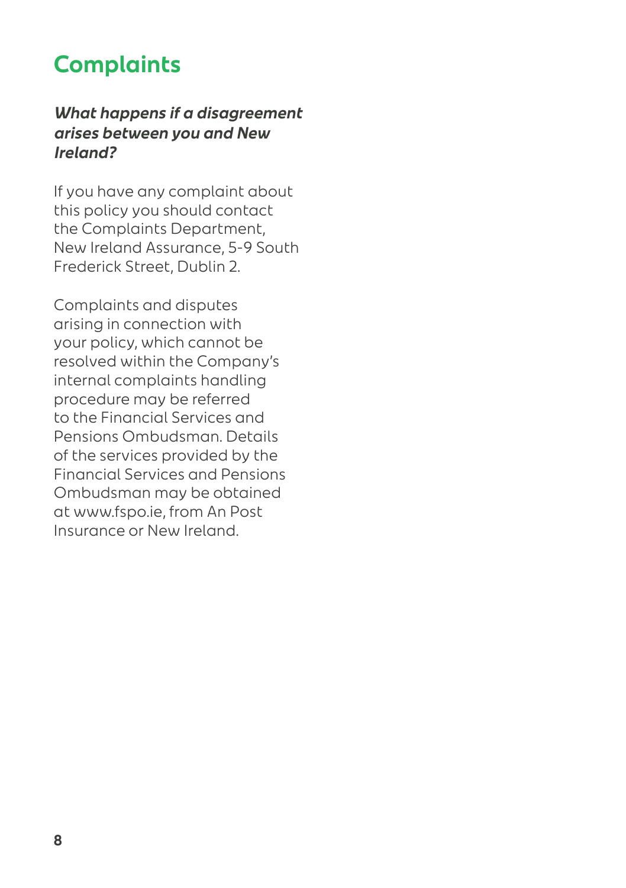# Complaints

***What happens if a disagreement arises between you and New Ireland?***

If you have any complaint about this policy you should contact the Complaints Department, New Ireland Assurance, 5-9 South Frederick Street, Dublin 2.

Complaints and disputes arising in connection with your policy, which cannot be resolved within the Company's internal complaints handling procedure may be referred to the Financial Services and Pensions Ombudsman. Details of the services provided by the Financial Services and Pensions Ombudsman may be obtained at www.fspo.ie, from An Post Insurance or New Ireland.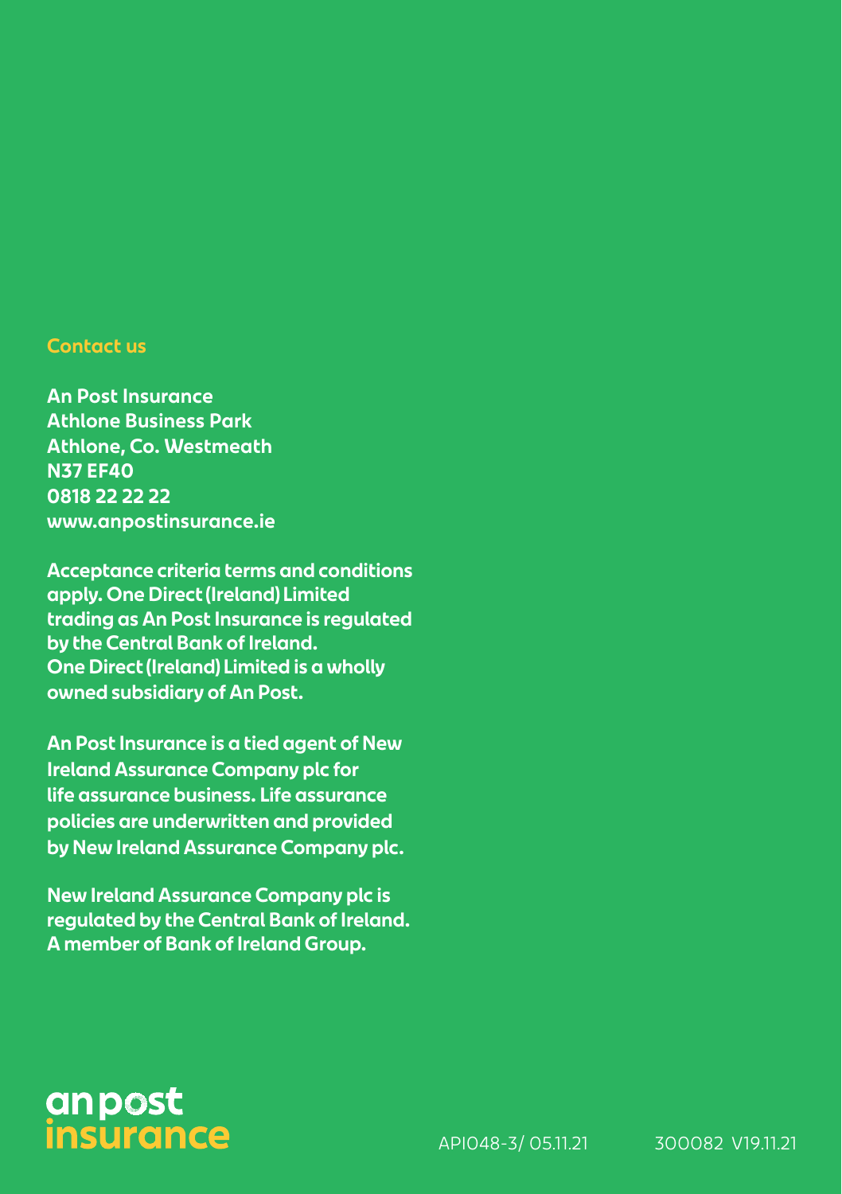## Contact us

**An Post Insurance**
**Athlone Business Park**
**Athlone, Co. Westmeath**
**N37 EF40**
**0818 22 22 22**
**www.anpostinsurance.ie**

**Acceptance criteria terms and conditions apply. One Direct (Ireland) Limited trading as An Post Insurance is regulated by the Central Bank of Ireland. One Direct (Ireland) Limited is a wholly owned subsidiary of An Post.**

**An Post Insurance is a tied agent of New Ireland Assurance Company plc for life assurance business. Life assurance policies are underwritten and provided by New Ireland Assurance Company plc.**

**New Ireland Assurance Company plc is regulated by the Central Bank of Ireland. A member of Bank of Ireland Group.**

an post insurance

API048-3/ 05.11.21 300082 V19.11.21